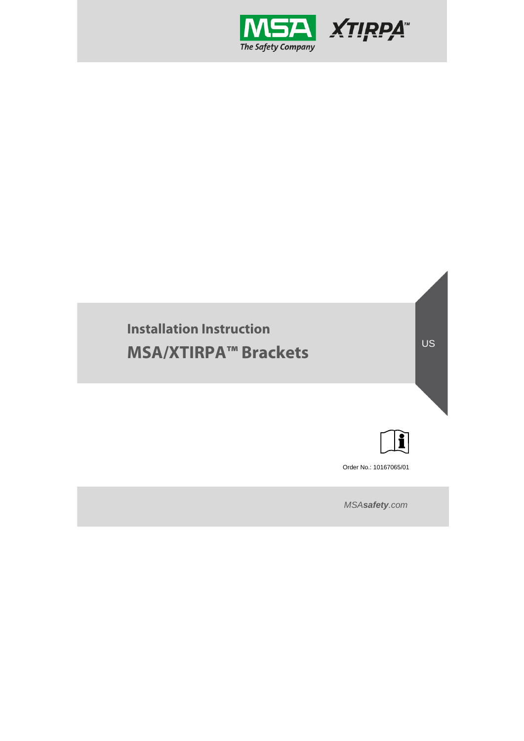MSA The Safety Company

XTIRPA™

# Installation Instruction

# MSA/XTIRPA™ Brackets

US

Order No.: 10167065/01

*MSA**safety**.com*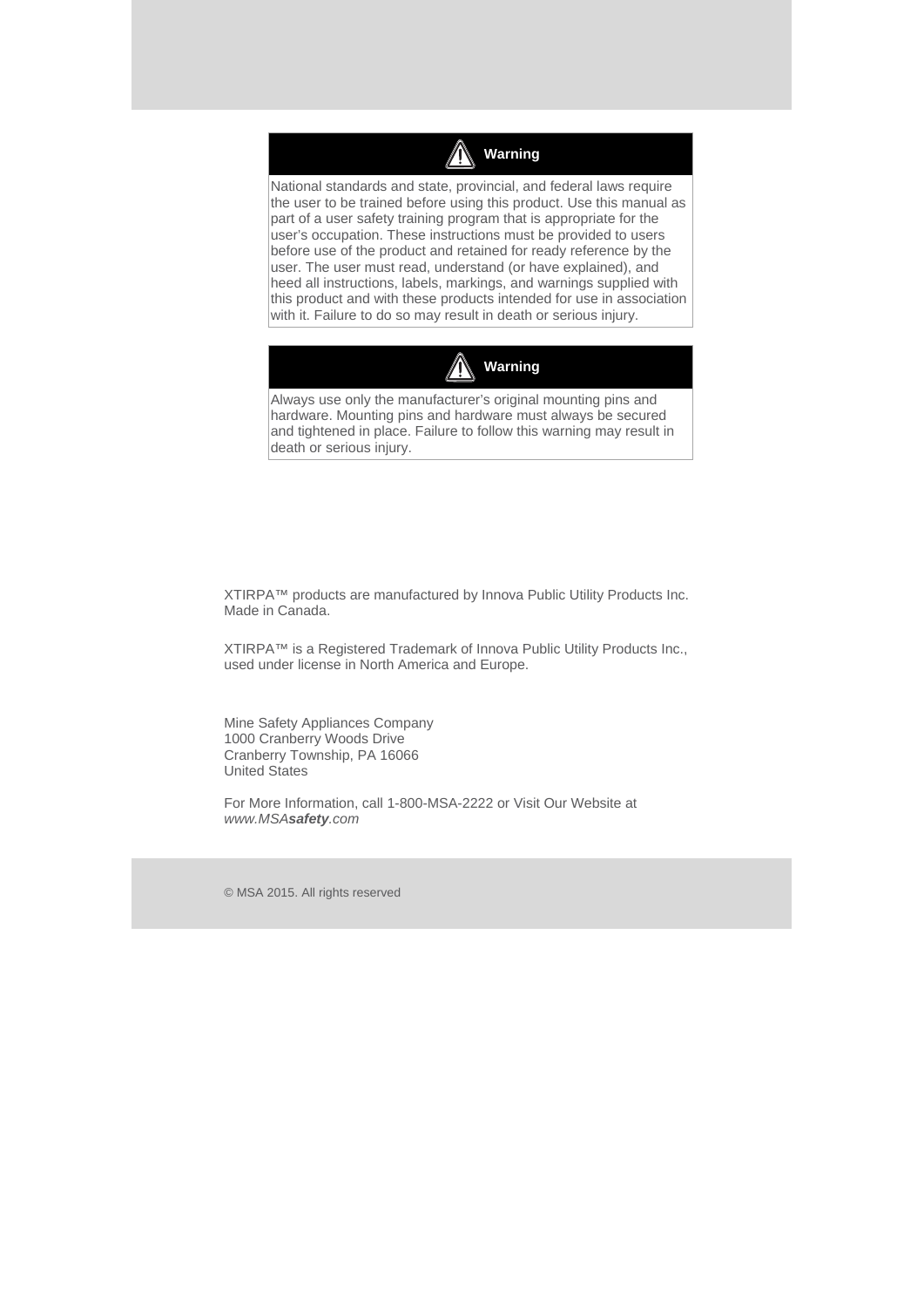**⚠ Warning**

National standards and state, provincial, and federal laws require the user to be trained before using this product. Use this manual as part of a user safety training program that is appropriate for the user's occupation. These instructions must be provided to users before use of the product and retained for ready reference by the user. The user must read, understand (or have explained), and heed all instructions, labels, markings, and warnings supplied with this product and with these products intended for use in association with it. Failure to do so may result in death or serious injury.

**⚠ Warning**

Always use only the manufacturer's original mounting pins and hardware. Mounting pins and hardware must always be secured and tightened in place. Failure to follow this warning may result in death or serious injury.

XTIRPA™ products are manufactured by Innova Public Utility Products Inc. Made in Canada.

XTIRPA™ is a Registered Trademark of Innova Public Utility Products Inc., used under license in North America and Europe.

Mine Safety Appliances Company
1000 Cranberry Woods Drive
Cranberry Township, PA 16066
United States

For More Information, call 1-800-MSA-2222 or Visit Our Website at *www.MSA**safety**.com*

© MSA 2015. All rights reserved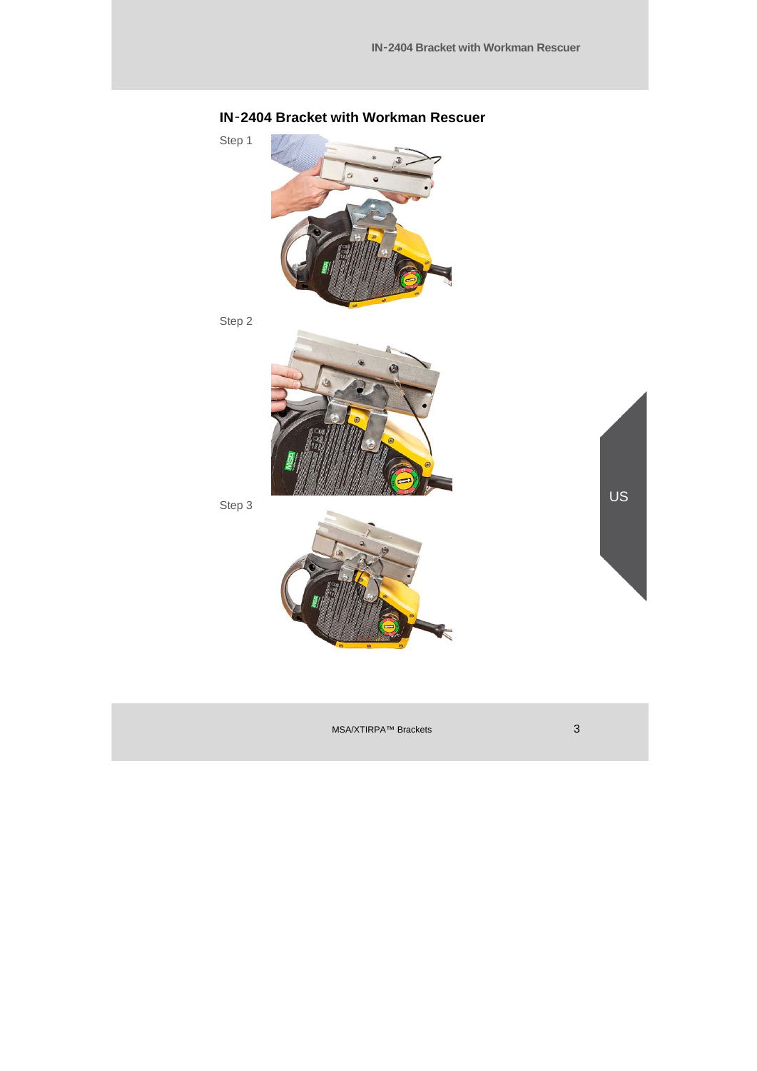## IN-2404 Bracket with Workman Rescuer

Step 1

Step 2

Step 3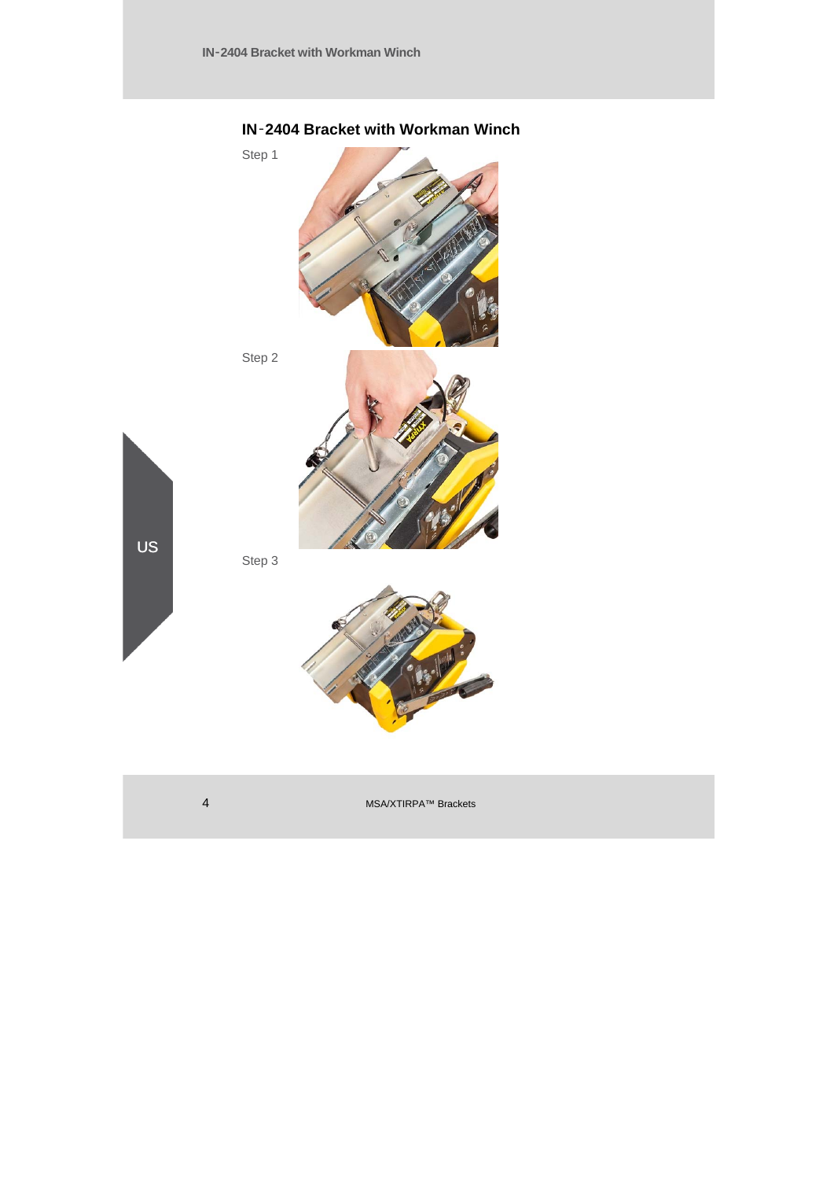## IN-2404 Bracket with Workman Winch

Step 1

Step 2

Step 3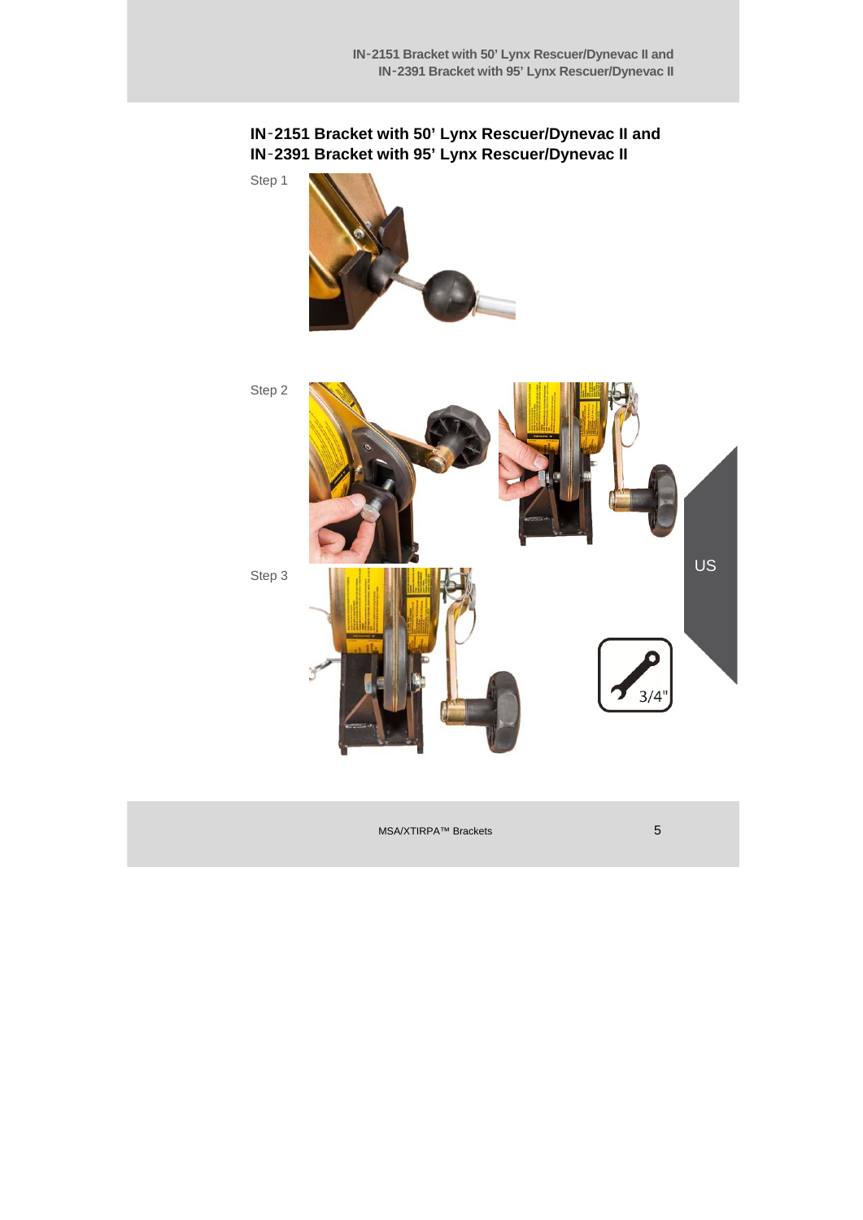## IN-2151 Bracket with 50' Lynx Rescuer/Dynevac II and IN-2391 Bracket with 95' Lynx Rescuer/Dynevac II

Step 1

Step 2

Step 3

3/4"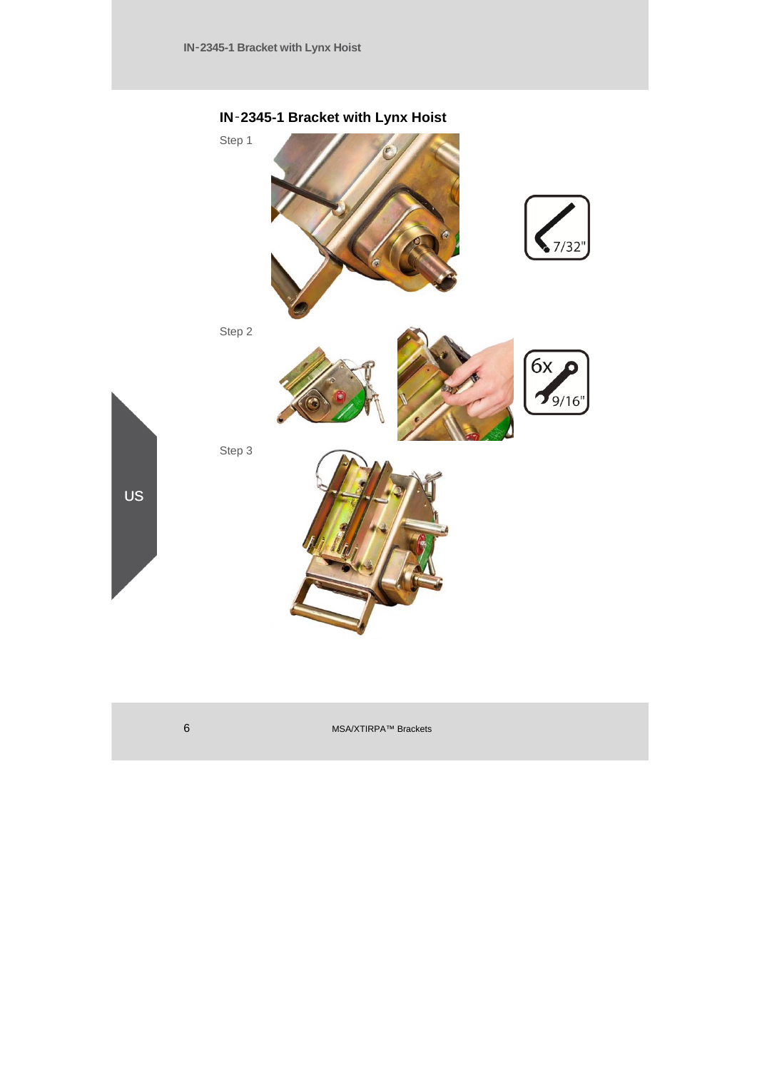## IN-2345-1 Bracket with Lynx Hoist

Step 1

7/32"

Step 2

6x 9/16"

Step 3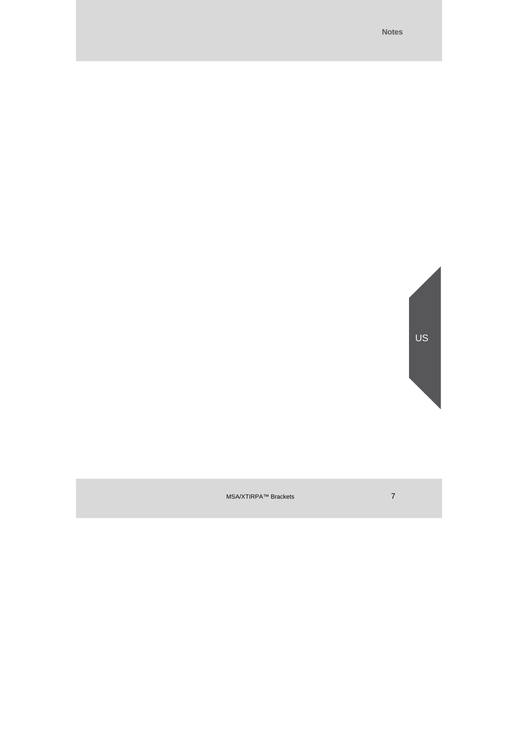# Notes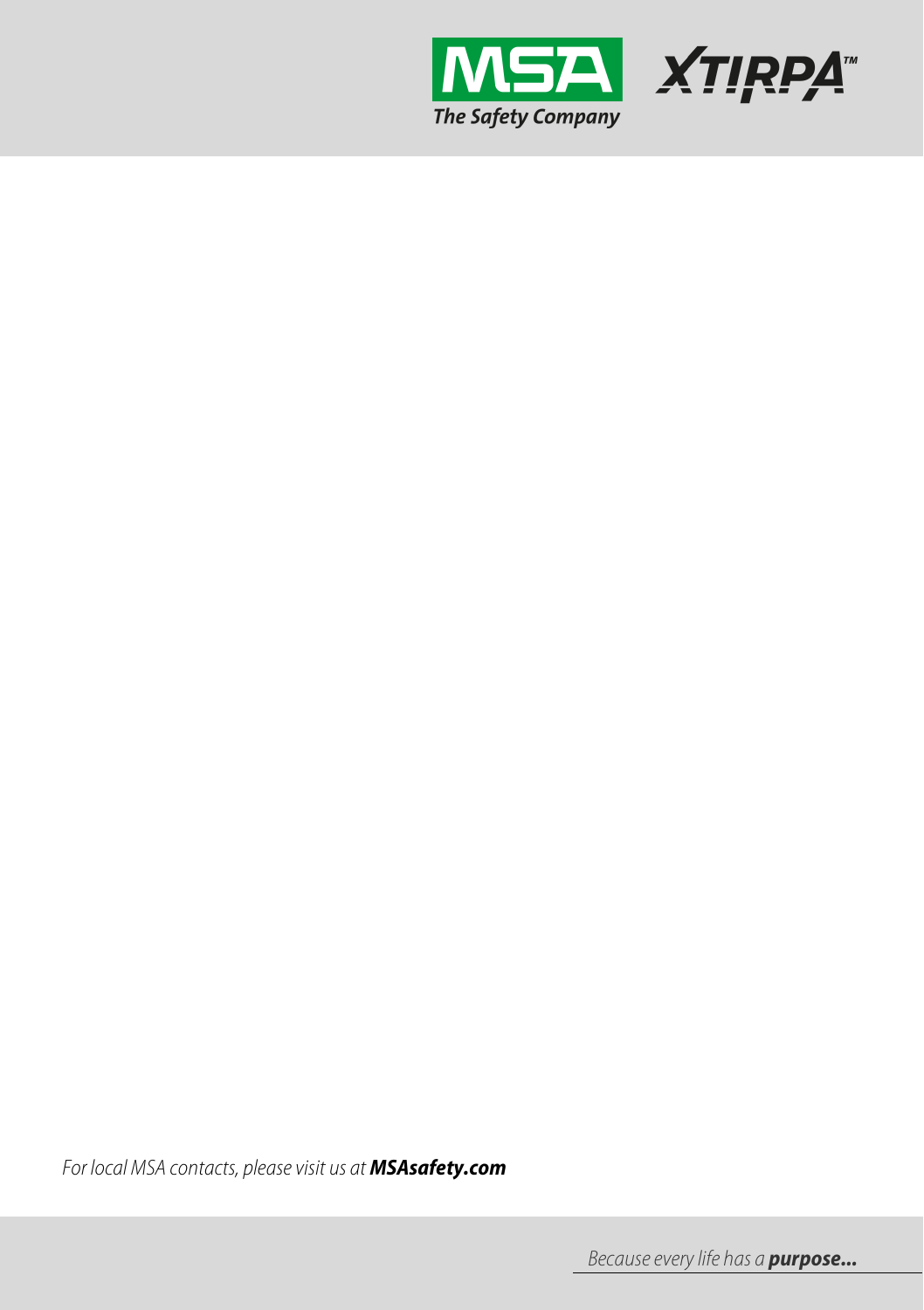MSA

*The Safety Company*

XTIRPA™

*For local MSA contacts, please visit us at **MSAsafety.com***

*Because every life has a **purpose...***